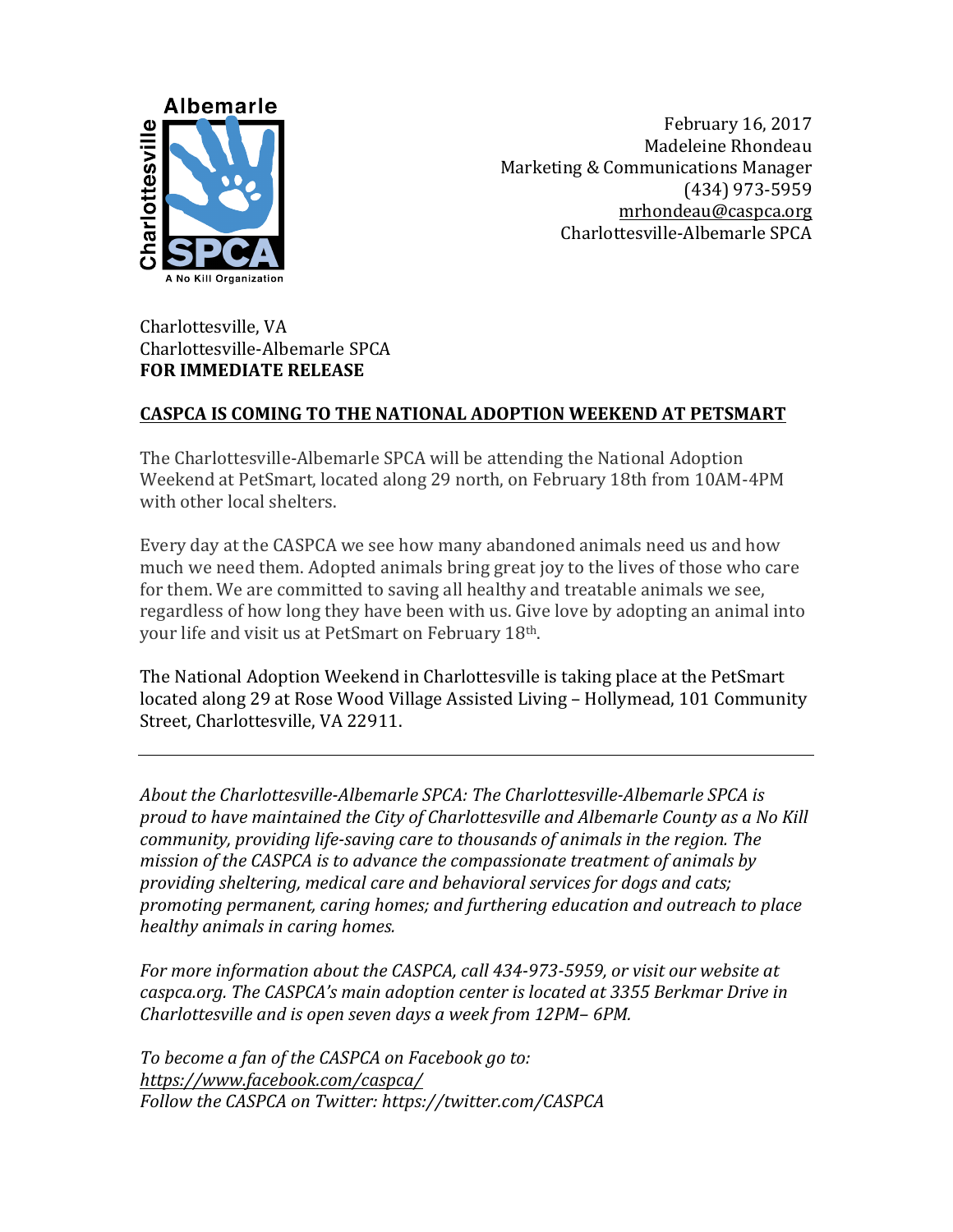February 16, 2017
Madeleine Rhondeau
Marketing & Communications Manager
(434) 973-5959
mrhondeau@caspca.org
Charlottesville-Albemarle SPCA

Charlottesville, VA
Charlottesville-Albemarle SPCA
**FOR IMMEDIATE RELEASE**

**CASPCA IS COMING TO THE NATIONAL ADOPTION WEEKEND AT PETSMART**

The Charlottesville-Albemarle SPCA will be attending the National Adoption Weekend at PetSmart, located along 29 north, on February 18th from 10AM-4PM with other local shelters.

Every day at the CASPCA we see how many abandoned animals need us and how much we need them. Adopted animals bring great joy to the lives of those who care for them. We are committed to saving all healthy and treatable animals we see, regardless of how long they have been with us. Give love by adopting an animal into your life and visit us at PetSmart on February 18th.

The National Adoption Weekend in Charlottesville is taking place at the PetSmart located along 29 at Rose Wood Village Assisted Living – Hollymead, 101 Community Street, Charlottesville, VA 22911.

---

*About the Charlottesville-Albemarle SPCA: The Charlottesville-Albemarle SPCA is proud to have maintained the City of Charlottesville and Albemarle County as a No Kill community, providing life-saving care to thousands of animals in the region. The mission of the CASPCA is to advance the compassionate treatment of animals by providing sheltering, medical care and behavioral services for dogs and cats; promoting permanent, caring homes; and furthering education and outreach to place healthy animals in caring homes.*

*For more information about the CASPCA, call 434-973-5959, or visit our website at caspca.org. The CASPCA's main adoption center is located at 3355 Berkmar Drive in Charlottesville and is open seven days a week from 12PM– 6PM.*

*To become a fan of the CASPCA on Facebook go to:*
*https://www.facebook.com/caspca/*
*Follow the CASPCA on Twitter: https://twitter.com/CASPCA*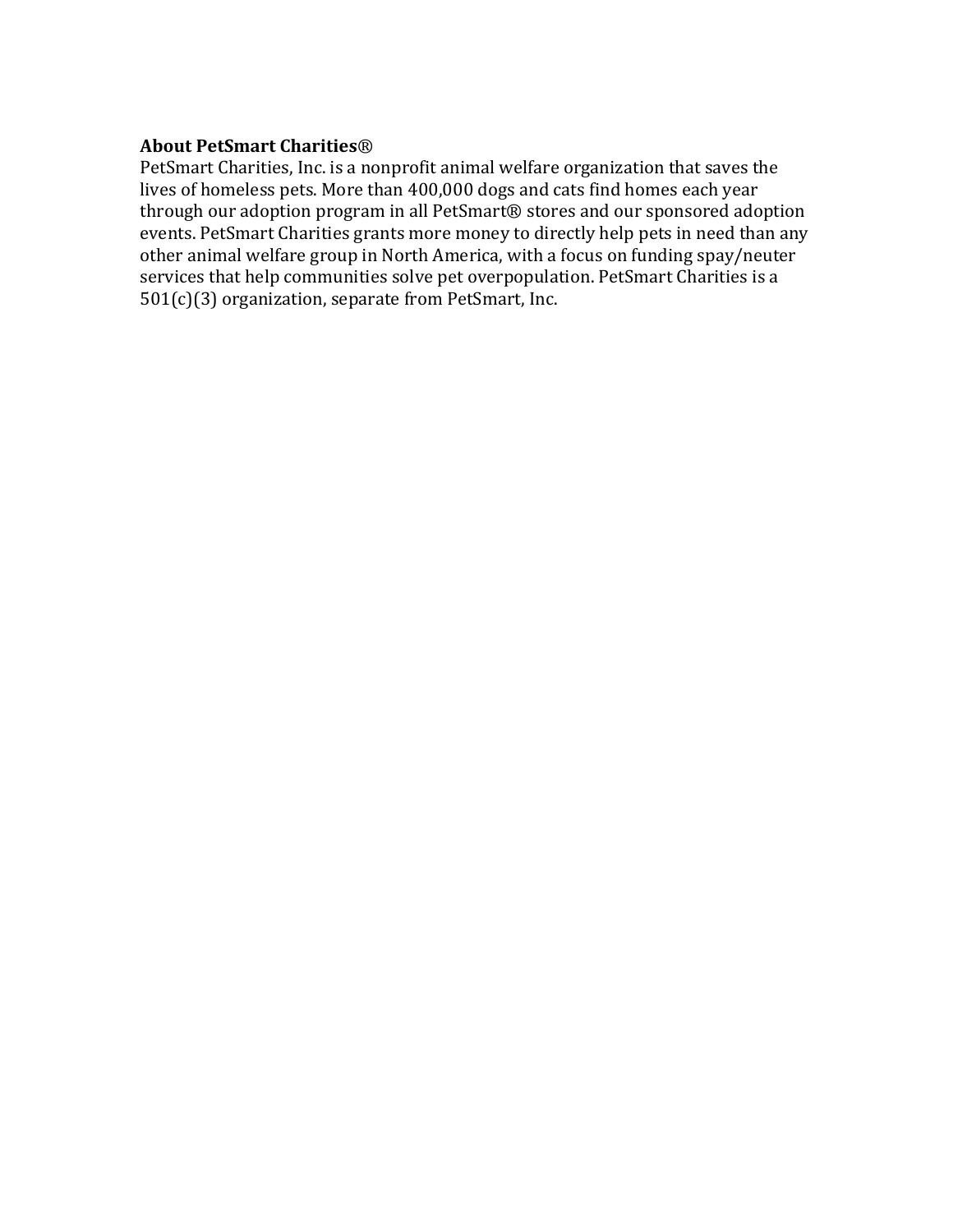**About PetSmart Charities®**

PetSmart Charities, Inc. is a nonprofit animal welfare organization that saves the lives of homeless pets. More than 400,000 dogs and cats find homes each year through our adoption program in all PetSmart® stores and our sponsored adoption events. PetSmart Charities grants more money to directly help pets in need than any other animal welfare group in North America, with a focus on funding spay/neuter services that help communities solve pet overpopulation. PetSmart Charities is a 501(c)(3) organization, separate from PetSmart, Inc.